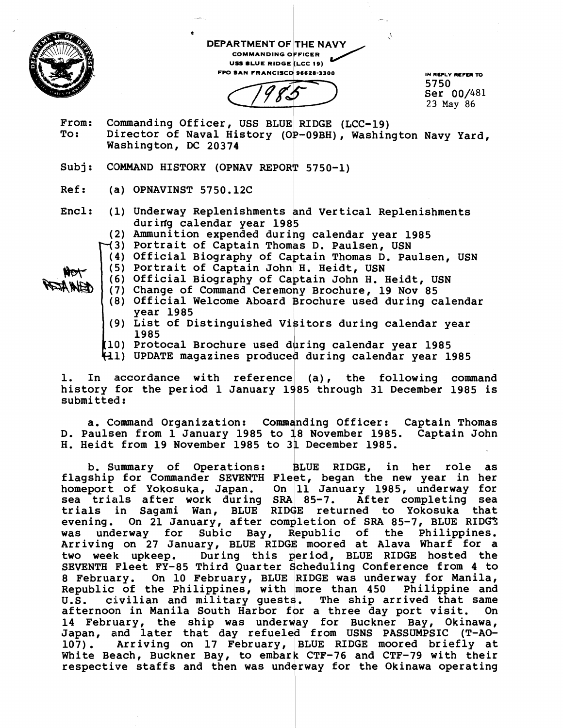DEPARTMENT OF THE NAVY
COMMANDING OFFICER
USS BLUE RIDGE (LCC 19)
FPO SAN FRANCISCO 96628-3300

1985

IN REPLY REFER TO
5750
Ser 00/481
23 May 86

From: Commanding Officer, USS BLUE RIDGE (LCC-19)
To: Director of Naval History (OP-09BH), Washington Navy Yard, Washington, DC 20374

Subj: COMMAND HISTORY (OPNAV REPORT 5750-1)

Ref: (a) OPNAVINST 5750.12C

Encl: (1) Underway Replenishments and Vertical Replenishments during calendar year 1985
(2) Ammunition expended during calendar year 1985
(3) Portrait of Captain Thomas D. Paulsen, USN
(4) Official Biography of Captain Thomas D. Paulsen, USN
(5) Portrait of Captain John H. Heidt, USN
(6) Official Biography of Captain John H. Heidt, USN
(7) Change of Command Ceremony Brochure, 19 Nov 85
(8) Official Welcome Aboard Brochure used during calendar year 1985
(9) List of Distinguished Visitors during calendar year 1985
(10) Protocal Brochure used during calendar year 1985
(11) UPDATE magazines produced during calendar year 1985

NOT RETAINED

1. In accordance with reference (a), the following command history for the period 1 January 1985 through 31 December 1985 is submitted:

a. Command Organization: Commanding Officer: Captain Thomas D. Paulsen from 1 January 1985 to 18 November 1985. Captain John H. Heidt from 19 November 1985 to 31 December 1985.

b. Summary of Operations: BLUE RIDGE, in her role as flagship for Commander SEVENTH Fleet, began the new year in her homeport of Yokosuka, Japan. On 11 January 1985, underway for sea trials after work during SRA 85-7. After completing sea trials in Sagami Wan, BLUE RIDGE returned to Yokosuka that evening. On 21 January, after completion of SRA 85-7, BLUE RIDGE was underway for Subic Bay, Republic of the Philippines. Arriving on 27 January, BLUE RIDGE moored at Alava Wharf for a two week upkeep. During this period, BLUE RIDGE hosted the SEVENTH Fleet FY-85 Third Quarter Scheduling Conference from 4 to 8 February. On 10 February, BLUE RIDGE was underway for Manila, Republic of the Philippines, with more than 450 Philippine and U.S. civilian and military guests. The ship arrived that same afternoon in Manila South Harbor for a three day port visit. On 14 February, the ship was underway for Buckner Bay, Okinawa, Japan, and later that day refueled from USNS PASSUMPSIC (T-AO-107). Arriving on 17 February, BLUE RIDGE moored briefly at White Beach, Buckner Bay, to embark CTF-76 and CTF-79 with their respective staffs and then was underway for the Okinawa operating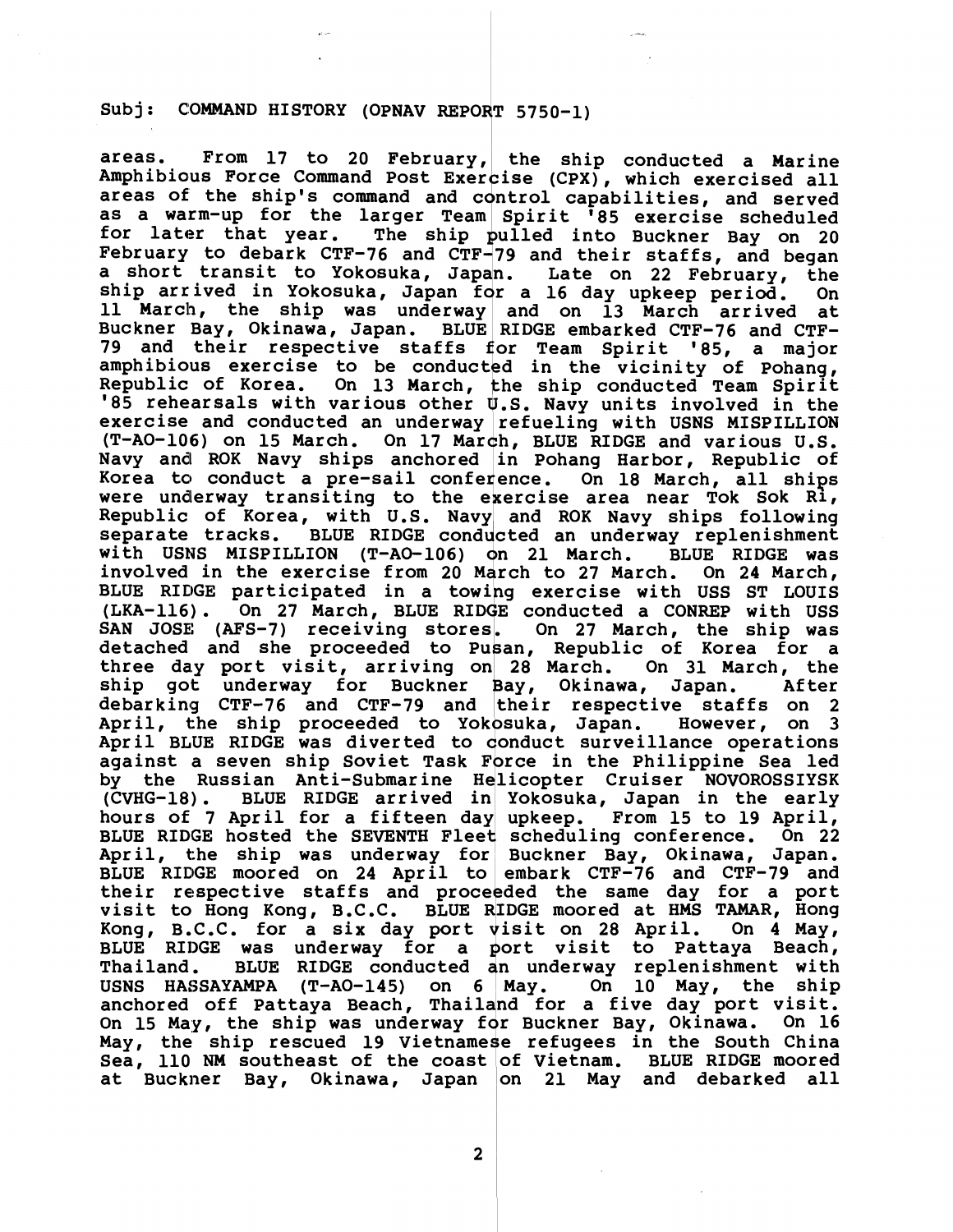Subj: COMMAND HISTORY (OPNAV REPORT 5750-1)

areas. From 17 to 20 February, the ship conducted a Marine Amphibious Force Command Post Exercise (CPX), which exercised all areas of the ship's command and control capabilities, and served as a warm-up for the larger Team Spirit '85 exercise scheduled for later that year. The ship pulled into Buckner Bay on 20 February to debark CTF-76 and CTF-79 and their staffs, and began a short transit to Yokosuka, Japan. Late on 22 February, the ship arrived in Yokosuka, Japan for a 16 day upkeep period. On 11 March, the ship was underway and on 13 March arrived at Buckner Bay, Okinawa, Japan. BLUE RIDGE embarked CTF-76 and CTF-79 and their respective staffs for Team Spirit '85, a major amphibious exercise to be conducted in the vicinity of Pohang, Republic of Korea. On 13 March, the ship conducted Team Spirit '85 rehearsals with various other U.S. Navy units involved in the exercise and conducted an underway refueling with USNS MISPILLION (T-AO-106) on 15 March. On 17 March, BLUE RIDGE and various U.S. Navy and ROK Navy ships anchored in Pohang Harbor, Republic of Korea to conduct a pre-sail conference. On 18 March, all ships were underway transiting to the exercise area near Tok Sok Ri, Republic of Korea, with U.S. Navy and ROK Navy ships following separate tracks. BLUE RIDGE conducted an underway replenishment with USNS MISPILLION (T-AO-106) on 21 March. BLUE RIDGE was involved in the exercise from 20 March to 27 March. On 24 March, BLUE RIDGE participated in a towing exercise with USS ST LOUIS (LKA-116). On 27 March, BLUE RIDGE conducted a CONREP with USS SAN JOSE (AFS-7) receiving stores. On 27 March, the ship was detached and she proceeded to Pusan, Republic of Korea for a three day port visit, arriving on 28 March. On 31 March, the ship got underway for Buckner Bay, Okinawa, Japan. After debarking CTF-76 and CTF-79 and their respective staffs on 2 April, the ship proceeded to Yokosuka, Japan. However, on 3 April BLUE RIDGE was diverted to conduct surveillance operations against a seven ship Soviet Task Force in the Philippine Sea led by the Russian Anti-Submarine Helicopter Cruiser NOVOROSSIYSK (CVHG-18). BLUE RIDGE arrived in Yokosuka, Japan in the early hours of 7 April for a fifteen day upkeep. From 15 to 19 April, BLUE RIDGE hosted the SEVENTH Fleet scheduling conference. On 22 April, the ship was underway for Buckner Bay, Okinawa, Japan. BLUE RIDGE moored on 24 April to embark CTF-76 and CTF-79 and their respective staffs and proceeded the same day for a port visit to Hong Kong, B.C.C. BLUE RIDGE moored at HMS TAMAR, Hong Kong, B.C.C. for a six day port visit on 28 April. On 4 May, BLUE RIDGE was underway for a port visit to Pattaya Beach, Thailand. BLUE RIDGE conducted an underway replenishment with USNS HASSAYAMPA (T-AO-145) on 6 May. On 10 May, the ship anchored off Pattaya Beach, Thailand for a five day port visit. On 15 May, the ship was underway for Buckner Bay, Okinawa. On 16 May, the ship rescued 19 Vietnamese refugees in the South China Sea, 110 NM southeast of the coast of Vietnam. BLUE RIDGE moored at Buckner Bay, Okinawa, Japan on 21 May and debarked all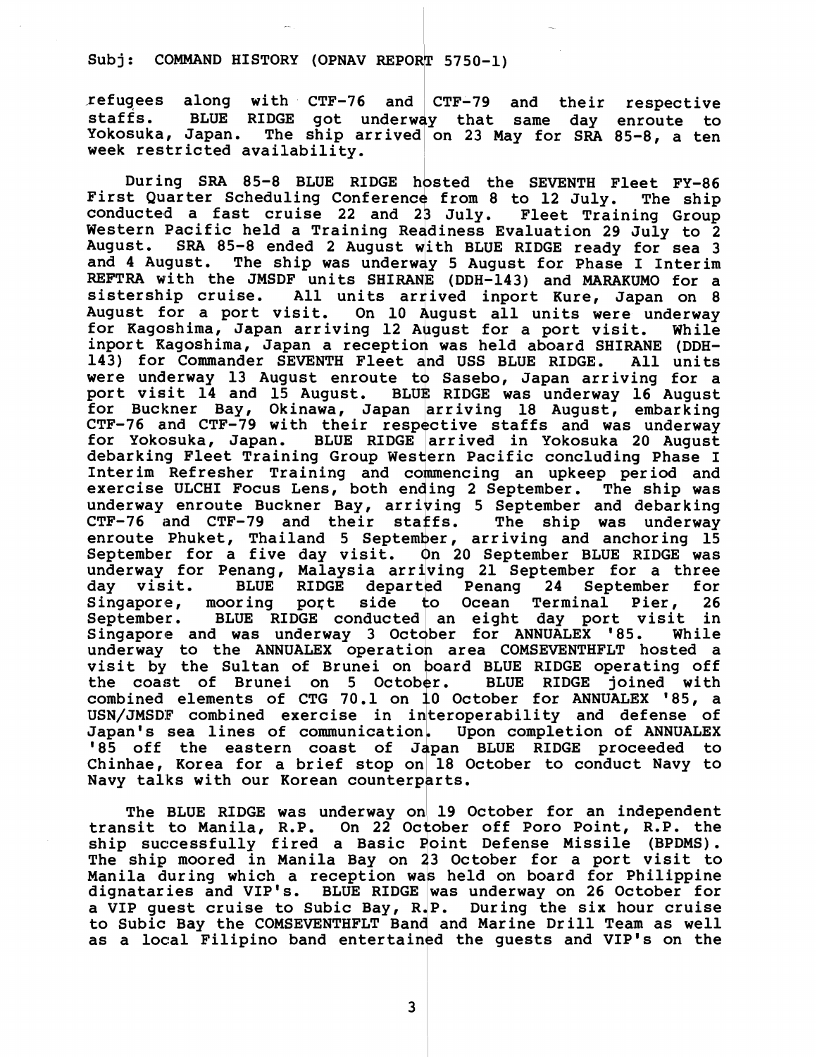Subj: COMMAND HISTORY (OPNAV REPORT 5750-1)

refugees along with CTF-76 and CTF-79 and their respective staffs. BLUE RIDGE got underway that same day enroute to Yokosuka, Japan. The ship arrived on 23 May for SRA 85-8, a ten week restricted availability.

During SRA 85-8 BLUE RIDGE hosted the SEVENTH Fleet FY-86 First Quarter Scheduling Conference from 8 to 12 July. The ship conducted a fast cruise 22 and 23 July. Fleet Training Group Western Pacific held a Training Readiness Evaluation 29 July to 2 August. SRA 85-8 ended 2 August with BLUE RIDGE ready for sea 3 and 4 August. The ship was underway 5 August for Phase I Interim REFTRA with the JMSDF units SHIRANE (DDH-143) and MARAKUMO for a sistership cruise. All units arrived inport Kure, Japan on 8 August for a port visit. On 10 August all units were underway for Kagoshima, Japan arriving 12 August for a port visit. While inport Kagoshima, Japan a reception was held aboard SHIRANE (DDH-143) for Commander SEVENTH Fleet and USS BLUE RIDGE. All units were underway 13 August enroute to Sasebo, Japan arriving for a port visit 14 and 15 August. BLUE RIDGE was underway 16 August for Buckner Bay, Okinawa, Japan arriving 18 August, embarking CTF-76 and CTF-79 with their respective staffs and was underway for Yokosuka, Japan. BLUE RIDGE arrived in Yokosuka 20 August debarking Fleet Training Group Western Pacific concluding Phase I Interim Refresher Training and commencing an upkeep period and exercise ULCHI Focus Lens, both ending 2 September. The ship was underway enroute Buckner Bay, arriving 5 September and debarking CTF-76 and CTF-79 and their staffs. The ship was underway enroute Phuket, Thailand 5 September, arriving and anchoring 15 September for a five day visit. On 20 September BLUE RIDGE was underway for Penang, Malaysia arriving 21 September for a three day visit. BLUE RIDGE departed Penang 24 September for Singapore, mooring port side to Ocean Terminal Pier, 26 September. BLUE RIDGE conducted an eight day port visit in Singapore and was underway 3 October for ANNUALEX '85. While underway to the ANNUALEX operation area COMSEVENTHFLT hosted a visit by the Sultan of Brunei on board BLUE RIDGE operating off the coast of Brunei on 5 October. BLUE RIDGE joined with combined elements of CTG 70.1 on 10 October for ANNUALEX '85, a USN/JMSDF combined exercise in interoperability and defense of Japan's sea lines of communication. Upon completion of ANNUALEX '85 off the eastern coast of Japan BLUE RIDGE proceeded to Chinhae, Korea for a brief stop on 18 October to conduct Navy to Navy talks with our Korean counterparts.

The BLUE RIDGE was underway on 19 October for an independent transit to Manila, R.P. On 22 October off Poro Point, R.P. the ship successfully fired a Basic Point Defense Missile (BPDMS). The ship moored in Manila Bay on 23 October for a port visit to Manila during which a reception was held on board for Philippine dignataries and VIP's. BLUE RIDGE was underway on 26 October for a VIP guest cruise to Subic Bay, R.P. During the six hour cruise to Subic Bay the COMSEVENTHFLT Band and Marine Drill Team as well as a local Filipino band entertained the guests and VIP's on the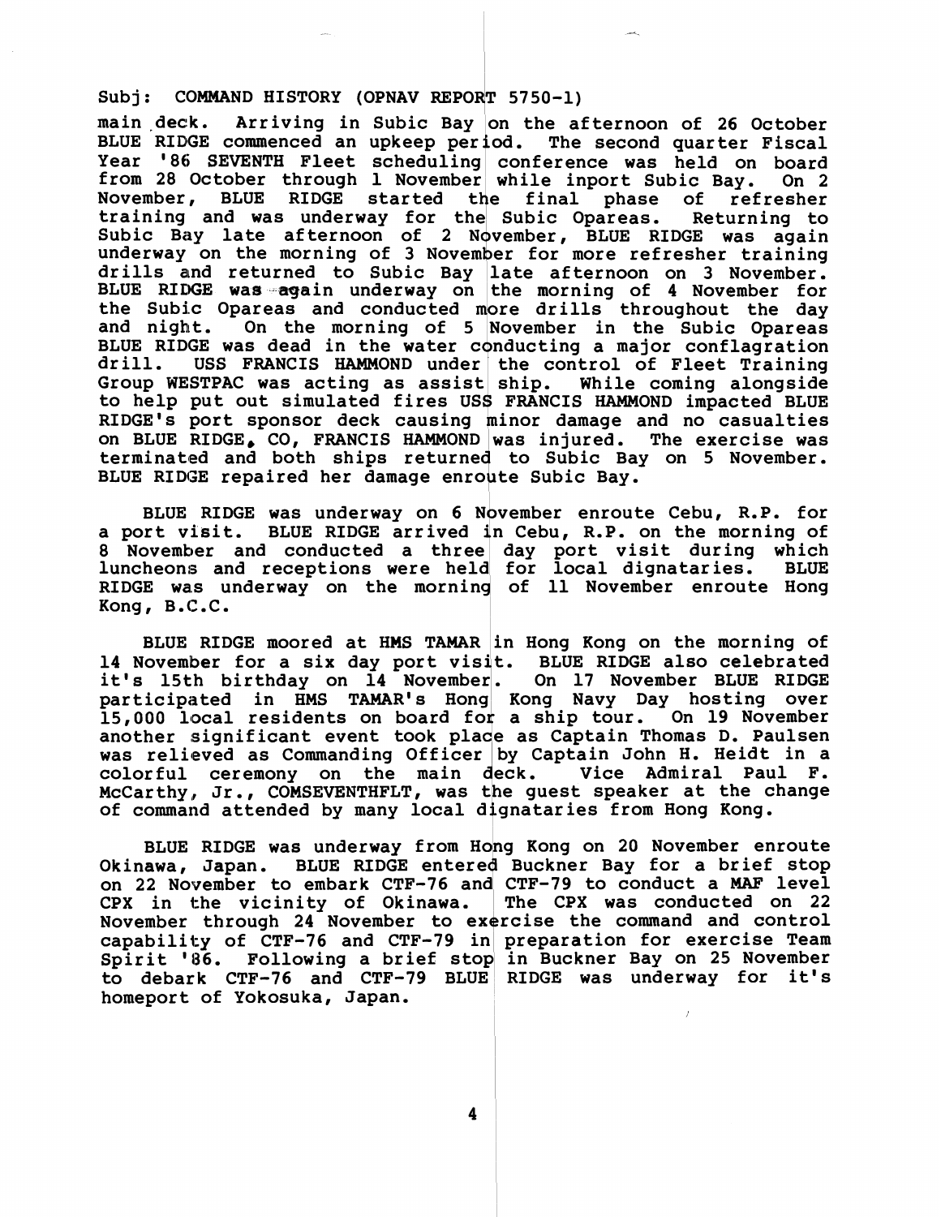Subj: COMMAND HISTORY (OPNAV REPORT 5750-1)

main deck. Arriving in Subic Bay on the afternoon of 26 October BLUE RIDGE commenced an upkeep period. The second quarter Fiscal Year '86 SEVENTH Fleet scheduling conference was held on board from 28 October through 1 November while inport Subic Bay. On 2 November, BLUE RIDGE started the final phase of refresher training and was underway for the Subic Opareas. Returning to Subic Bay late afternoon of 2 November, BLUE RIDGE was again underway on the morning of 3 November for more refresher training drills and returned to Subic Bay late afternoon on 3 November. BLUE RIDGE was again underway on the morning of 4 November for the Subic Opareas and conducted more drills throughout the day and night. On the morning of 5 November in the Subic Opareas BLUE RIDGE was dead in the water conducting a major conflagration drill. USS FRANCIS HAMMOND under the control of Fleet Training Group WESTPAC was acting as assist ship. While coming alongside to help put out simulated fires USS FRANCIS HAMMOND impacted BLUE RIDGE's port sponsor deck causing minor damage and no casualties on BLUE RIDGE, CO, FRANCIS HAMMOND was injured. The exercise was terminated and both ships returned to Subic Bay on 5 November. BLUE RIDGE repaired her damage enroute Subic Bay.

BLUE RIDGE was underway on 6 November enroute Cebu, R.P. for a port visit. BLUE RIDGE arrived in Cebu, R.P. on the morning of 8 November and conducted a three day port visit during which luncheons and receptions were held for local dignataries. BLUE RIDGE was underway on the morning of 11 November enroute Hong Kong, B.C.C.

BLUE RIDGE moored at HMS TAMAR in Hong Kong on the morning of 14 November for a six day port visit. BLUE RIDGE also celebrated it's 15th birthday on 14 November. On 17 November BLUE RIDGE participated in HMS TAMAR's Hong Kong Navy Day hosting over 15,000 local residents on board for a ship tour. On 19 November another significant event took place as Captain Thomas D. Paulsen was relieved as Commanding Officer by Captain John H. Heidt in a colorful ceremony on the main deck. Vice Admiral Paul F. McCarthy, Jr., COMSEVENTHFLT, was the guest speaker at the change of command attended by many local dignataries from Hong Kong.

BLUE RIDGE was underway from Hong Kong on 20 November enroute Okinawa, Japan. BLUE RIDGE entered Buckner Bay for a brief stop on 22 November to embark CTF-76 and CTF-79 to conduct a MAF level CPX in the vicinity of Okinawa. The CPX was conducted on 22 November through 24 November to exercise the command and control capability of CTF-76 and CTF-79 in preparation for exercise Team Spirit '86. Following a brief stop in Buckner Bay on 25 November to debark CTF-76 and CTF-79 BLUE RIDGE was underway for it's homeport of Yokosuka, Japan.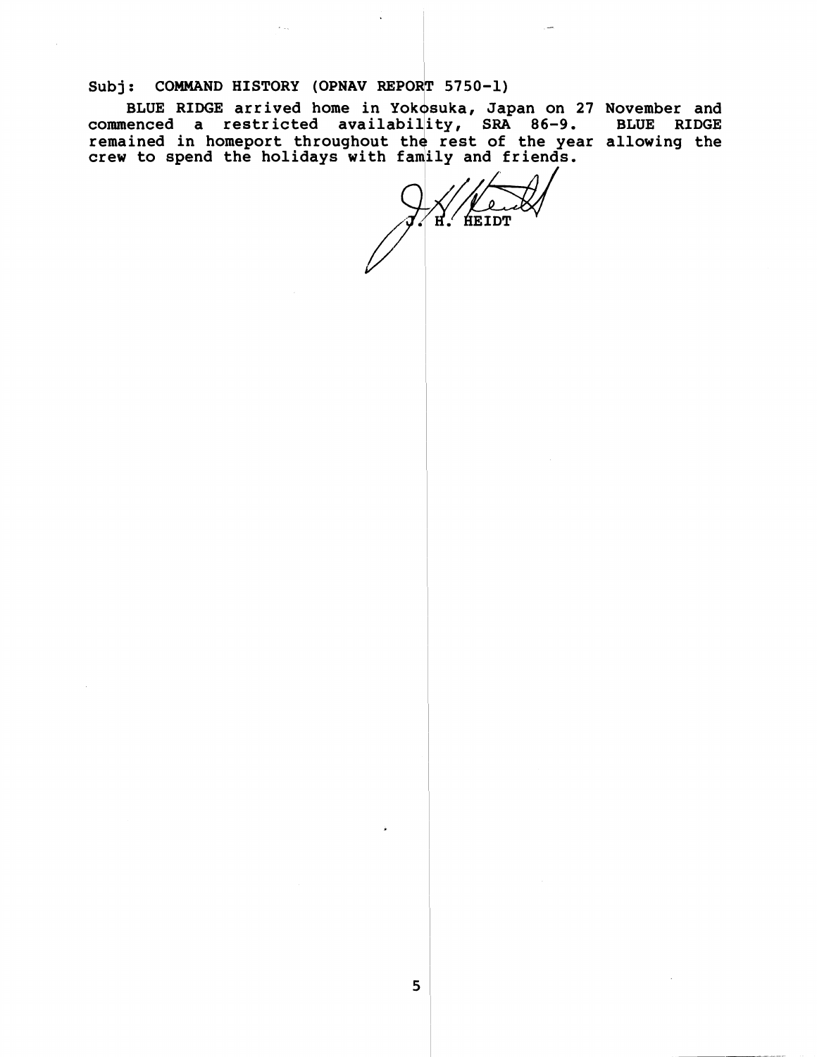Subj: COMMAND HISTORY (OPNAV REPORT 5750-1)

BLUE RIDGE arrived home in Yokosuka, Japan on 27 November and commenced a restricted availability, SRA 86-9. BLUE RIDGE remained in homeport throughout the rest of the year allowing the crew to spend the holidays with family and friends.

J. H. HEIDT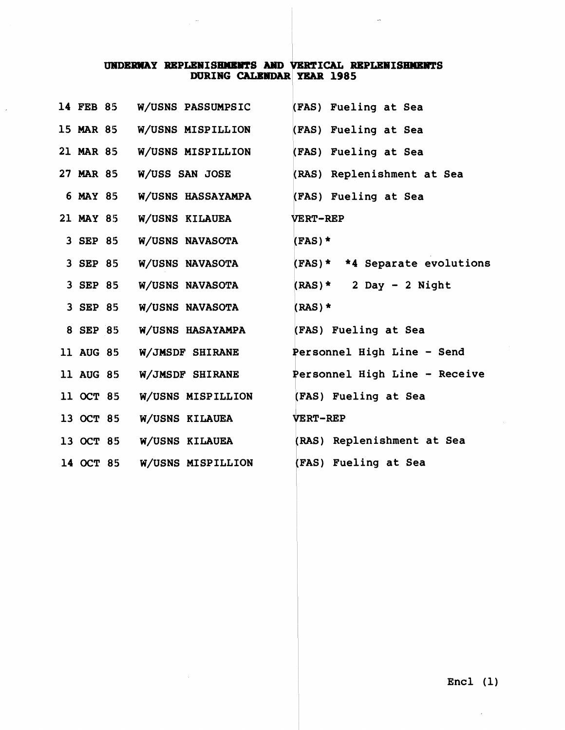## UNDERWAY REPLENISHMENTS AND VERTICAL REPLENISHMENTS DURING CALENDAR YEAR 1985

| | | |
|---|---|---|
| 14 FEB 85 | W/USNS PASSUMPSIC | (FAS) Fueling at Sea |
| 15 MAR 85 | W/USNS MISPILLION | (FAS) Fueling at Sea |
| 21 MAR 85 | W/USNS MISPILLION | (FAS) Fueling at Sea |
| 27 MAR 85 | W/USS SAN JOSE | (RAS) Replenishment at Sea |
| 6 MAY 85 | W/USNS HASSAYAMPA | (FAS) Fueling at Sea |
| 21 MAY 85 | W/USNS KILAUEA | VERT-REP |
| 3 SEP 85 | W/USNS NAVASOTA | (FAS)* |
| 3 SEP 85 | W/USNS NAVASOTA | (FAS)* *4 Separate evolutions |
| 3 SEP 85 | W/USNS NAVASOTA | (RAS)* 2 Day - 2 Night |
| 3 SEP 85 | W/USNS NAVASOTA | (RAS)* |
| 8 SEP 85 | W/USNS HASAYAMPA | (FAS) Fueling at Sea |
| 11 AUG 85 | W/JMSDF SHIRANE | Personnel High Line - Send |
| 11 AUG 85 | W/JMSDF SHIRANE | Personnel High Line - Receive |
| 11 OCT 85 | W/USNS MISPILLION | (FAS) Fueling at Sea |
| 13 OCT 85 | W/USNS KILAUEA | VERT-REP |
| 13 OCT 85 | W/USNS KILAUEA | (RAS) Replenishment at Sea |
| 14 OCT 85 | W/USNS MISPILLION | (FAS) Fueling at Sea |

Encl (1)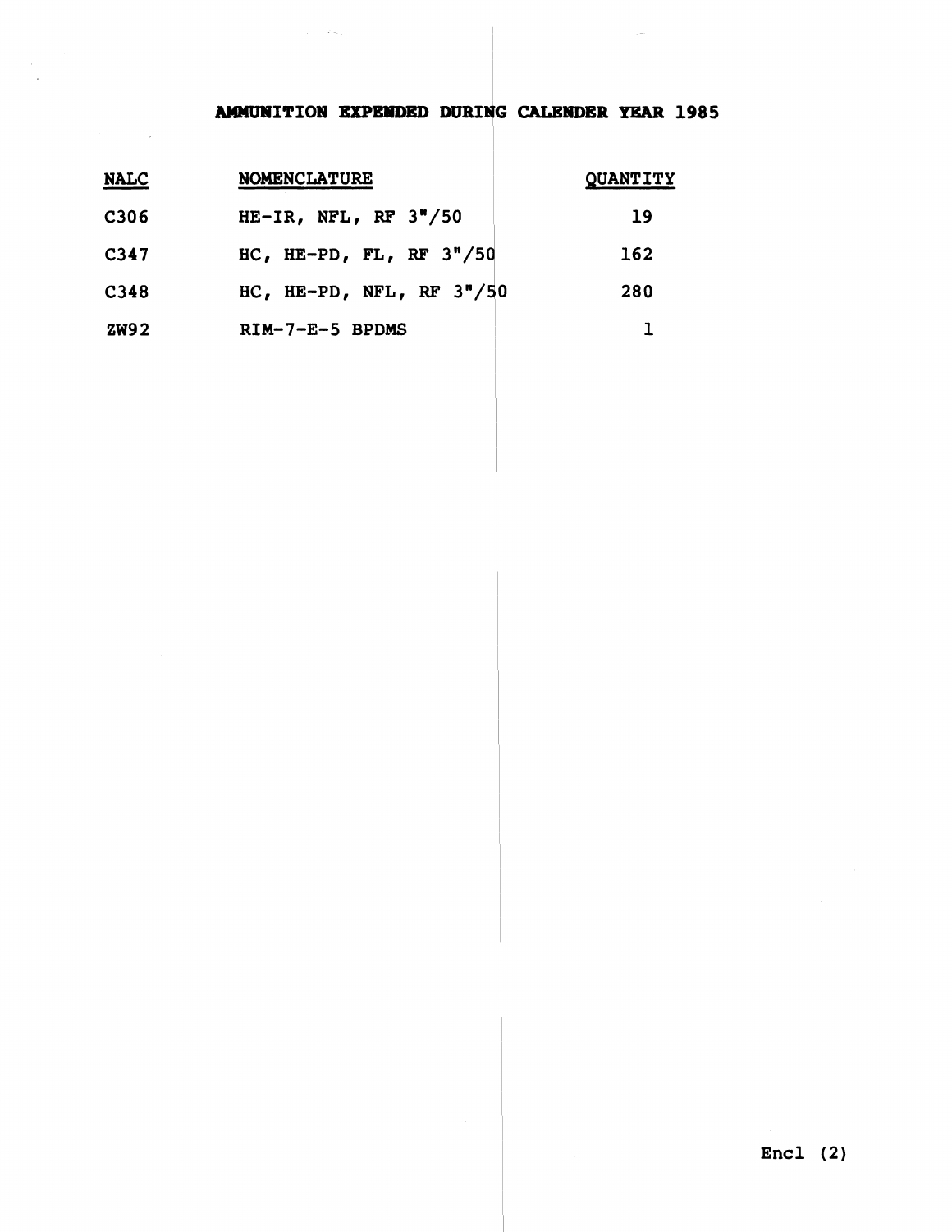## AMMUNITION EXPENDED DURING CALENDER YEAR 1985

| NALC | NOMENCLATURE | QUANTITY |
|---|---|---|
| C306 | HE-IR, NFL, RF 3"/50 | 19 |
| C347 | HC, HE-PD, FL, RF 3"/50 | 162 |
| C348 | HC, HE-PD, NFL, RF 3"/50 | 280 |
| ZW92 | RIM-7-E-5 BPDMS | 1 |

Encl (2)